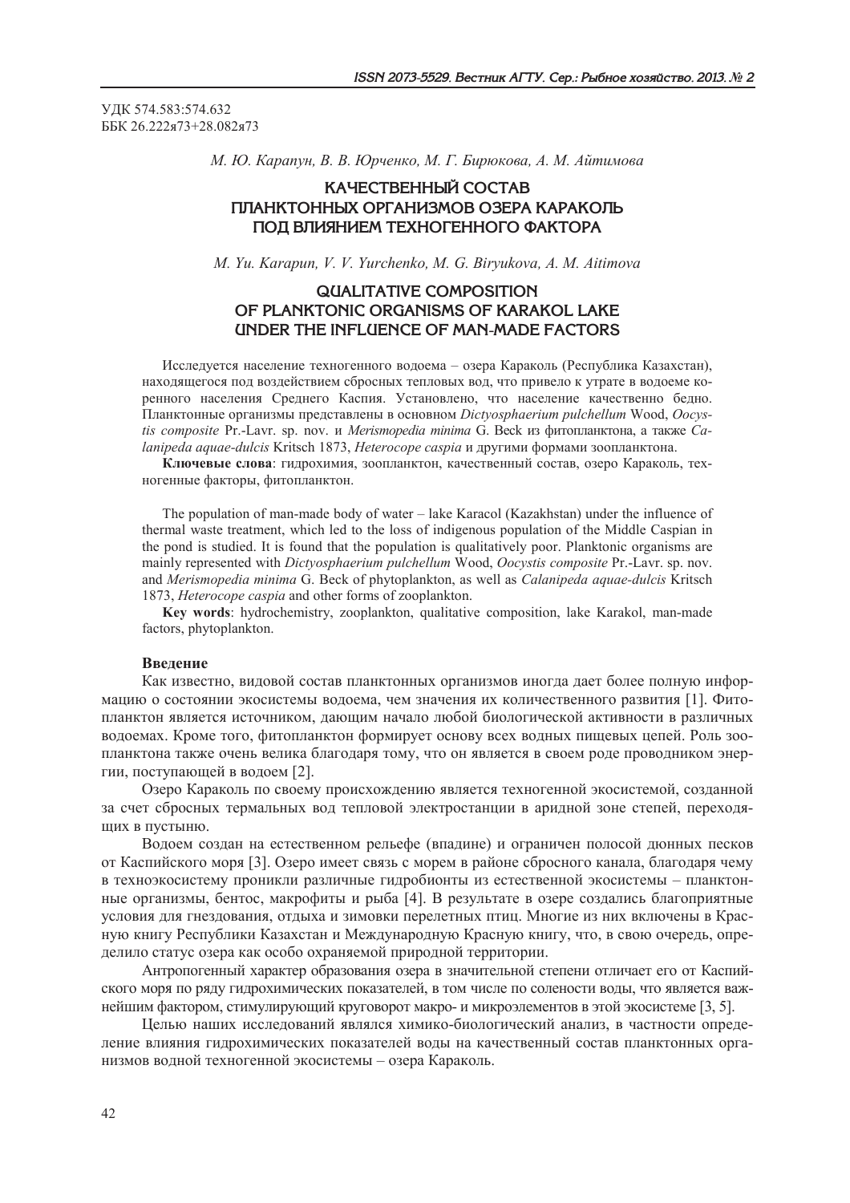УДК 574.583:574.632
ББК 26.222я73+28.082я73

*М. Ю. Карапун, В. В. Юрченко, М. Г. Бирюкова, А. М. Айтимова*

# КАЧЕСТВЕННЫЙ СОСТАВ ПЛАНКТОННЫХ ОРГАНИЗМОВ ОЗЕРА КАРАКОЛЬ ПОД ВЛИЯНИЕМ ТЕХНОГЕННОГО ФАКТОРА

*M. Yu. Karapun, V. V. Yurchenko, M. G. Biryukova, A. M. Aitimova*

# QUALITATIVE COMPOSITION OF PLANKTONIC ORGANISMS OF KARAKOL LAKE UNDER THE INFLUENCE OF MAN-MADE FACTORS

Исследуется население техногенного водоема – озера Караколь (Республика Казахстан), находящегося под воздействием сбросных тепловых вод, что привело к утрате в водоеме коренного населения Среднего Каспия. Установлено, что население качественно бедно. Планктонные организмы представлены в основном *Dictyosphaerium pulchellum* Wood, *Oocystis composite* Pr.-Lavr. sp. nov. и *Merismopedia minima* G. Beck из фитопланктона, а также *Calanipeda aquae-dulcis* Kritsch 1873, *Heterocope caspia* и другими формами зоопланктона.

**Ключевые слова**: гидрохимия, зоопланктон, качественный состав, озеро Караколь, техногенные факторы, фитопланктон.

The population of man-made body of water – lake Karacol (Kazakhstan) under the influence of thermal waste treatment, which led to the loss of indigenous population of the Middle Caspian in the pond is studied. It is found that the population is qualitatively poor. Planktonic organisms are mainly represented with *Dictyosphaerium pulchellum* Wood, *Oocystis composite* Pr.-Lavr. sp. nov. and *Merismopedia minima* G. Beck of phytoplankton, as well as *Calanipeda aquae-dulcis* Kritsch 1873, *Heterocope caspia* and other forms of zooplankton.

**Key words**: hydrochemistry, zooplankton, qualitative composition, lake Karakol, man-made factors, phytoplankton.

## Введение

Как известно, видовой состав планктонных организмов иногда дает более полную информацию о состоянии экосистемы водоема, чем значения их количественного развития [1]. Фитопланктон является источником, дающим начало любой биологической активности в различных водоемах. Кроме того, фитопланктон формирует основу всех водных пищевых цепей. Роль зоопланктона также очень велика благодаря тому, что он является в своем роде проводником энергии, поступающей в водоем [2].

Озеро Караколь по своему происхождению является техногенной экосистемой, созданной за счет сбросных термальных вод тепловой электростанции в аридной зоне степей, переходящих в пустыню.

Водоем создан на естественном рельефе (впадине) и ограничен полосой дюнных песков от Каспийского моря [3]. Озеро имеет связь с морем в районе сбросного канала, благодаря чему в техноэкосистему проникли различные гидробионты из естественной экосистемы – планктонные организмы, бентос, макрофиты и рыба [4]. В результате в озере создались благоприятные условия для гнездования, отдыха и зимовки перелетных птиц. Многие из них включены в Красную книгу Республики Казахстан и Международную Красную книгу, что, в свою очередь, определило статус озера как особо охраняемой природной территории.

Антропогенный характер образования озера в значительной степени отличает его от Каспийского моря по ряду гидрохимических показателей, в том числе по солености воды, что является важнейшим фактором, стимулирующий круговорот макро- и микроэлементов в этой экосистеме [3, 5].

Целью наших исследований являлся химико-биологический анализ, в частности определение влияния гидрохимических показателей воды на качественный состав планктонных организмов водной техногенной экосистемы – озера Караколь.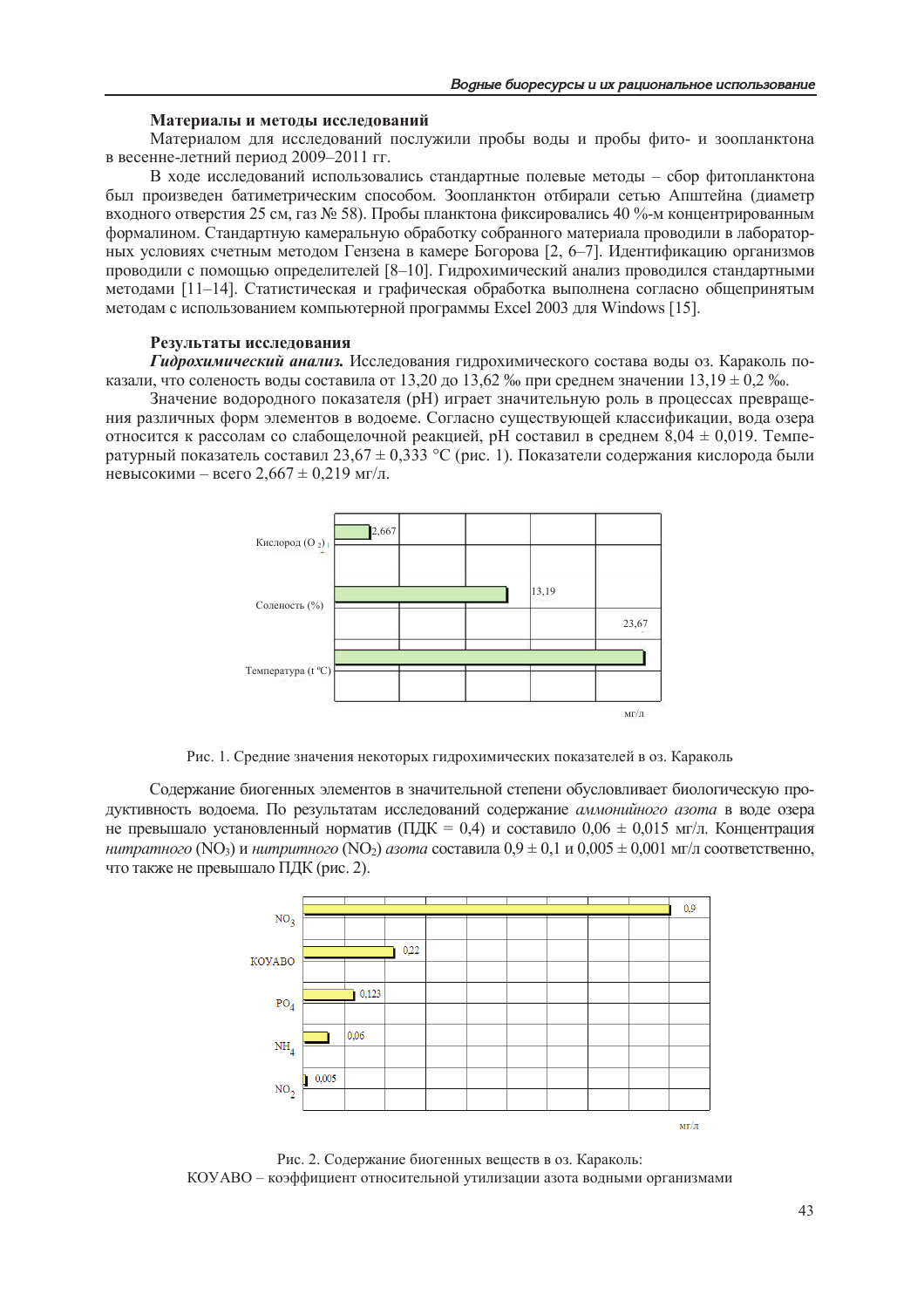### Материалы и методы исследований

Материалом для исследований послужили пробы воды и пробы фито- и зоопланктона в весенне-летний период 2009–2011 гг.

В ходе исследований использовались стандартные полевые методы – сбор фитопланктона был произведен батиметрическим способом. Зоопланктон отбирали сетью Апштейна (диаметр входного отверстия 25 см, газ № 58). Пробы планктона фиксировались 40 %-м концентрированным формалином. Стандартную камеральную обработку собранного материала проводили в лабораторных условиях счетным методом Гензена в камере Богорова [2, 6–7]. Идентификацию организмов проводили с помощью определителей [8–10]. Гидрохимический анализ проводился стандартными методами [11–14]. Статистическая и графическая обработка выполнена согласно общепринятым методам с использованием компьютерной программы Excel 2003 для Windows [15].

### Результаты исследования

***Гидрохимический анализ.*** Исследования гидрохимического состава воды оз. Караколь показали, что соленость воды составила от 13,20 до 13,62 ‰ при среднем значении 13,19 ± 0,2 ‰.

Значение водородного показателя (pH) играет значительную роль в процессах превращения различных форм элементов в водоеме. Согласно существующей классификации, вода озера относится к рассолам со слабощелочной реакцией, pH составил в среднем 8,04 ± 0,019. Температурный показатель составил 23,67 ± 0,333 °С (рис. 1). Показатели содержания кислорода были невысокими – всего 2,667 ± 0,219 мг/л.

Рис. 1. Средние значения некоторых гидрохимических показателей в оз. Караколь

Содержание биогенных элементов в значительной степени обусловливает биологическую продуктивность водоема. По результатам исследований содержание *аммонийного азота* в воде озера не превышало установленный норматив (ПДК = 0,4) и составило 0,06 ± 0,015 мг/л. Концентрация *нитратного* ($NO_3$) и *нитритного* ($NO_2$) *азота* составила 0,9 ± 0,1 и 0,005 ± 0,001 мг/л соответственно, что также не превышало ПДК (рис. 2).

Рис. 2. Содержание биогенных веществ в оз. Караколь:
КОУАВО – коэффициент относительной утилизации азота водными организмами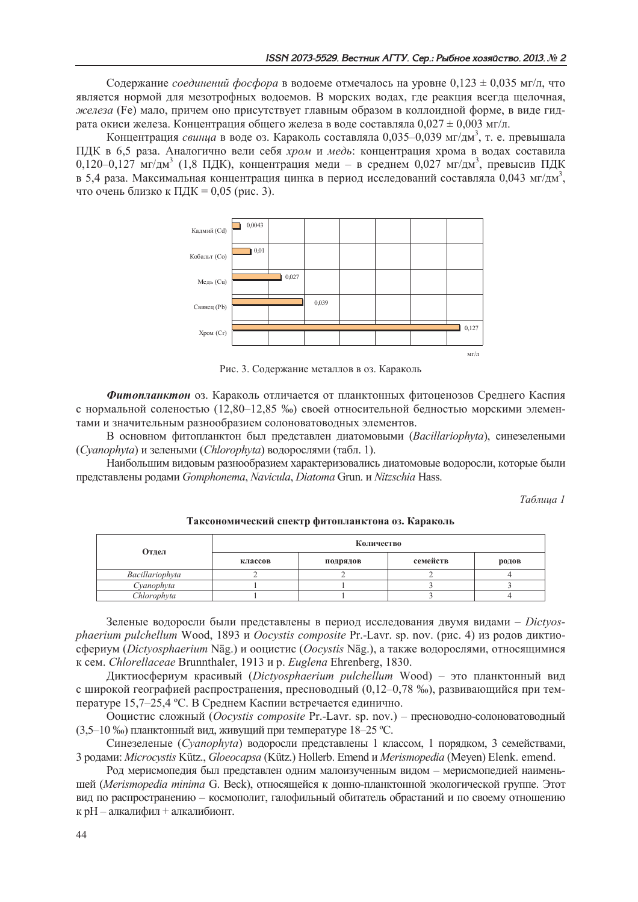Содержание *соединений фосфора* в водоеме отмечалось на уровне 0,123 ± 0,035 мг/л, что является нормой для мезотрофных водоемов. В морских водах, где реакция всегда щелочная, *железа* (Fe) мало, причем оно присутствует главным образом в коллоидной форме, в виде гидрата окиси железа. Концентрация общего железа в воде составляла 0,027 ± 0,003 мг/л.

Концентрация *свинца* в воде оз. Караколь составляла 0,035–0,039 мг/дм$^3$, т. е. превышала ПДК в 6,5 раза. Аналогично вели себя *хром* и *медь*: концентрация хрома в водах составила 0,120–0,127 мг/дм$^3$ (1,8 ПДК), концентрация меди – в среднем 0,027 мг/дм$^3$, превысив ПДК в 5,4 раза. Максимальная концентрация цинка в период исследований составляла 0,043 мг/дм$^3$, что очень близко к ПДК = 0,05 (рис. 3).

| Металл | мг/л |
|---|---|
| Кадмий (Cd) | 0,0043 |
| Кобальт (Co) | 0,01 |
| Медь (Cu) | 0,027 |
| Свинец (Pb) | 0,039 |
| Хром (Cr) | 0,127 |

Рис. 3. Содержание металлов в оз. Караколь

***Фитопланктон*** оз. Караколь отличается от планктонных фитоценозов Среднего Каспия с нормальной соленостью (12,80–12,85 ‰) своей относительной бедностью морскими элементами и значительным разнообразием солоноватоводных элементов.

В основном фитопланктон был представлен диатомовыми (*Bacillariophyta*), синезелеными (*Cyanophyta*) и зелеными (*Chlorophyta*) водорослями (табл. 1).

Наибольшим видовым разнообразием характеризовались диатомовые водоросли, которые были представлены родами *Gomphonema*, *Navicula*, *Diatoma* Grun. и *Nitzschia* Hass.

*Таблица 1*

**Таксономический спектр фитопланктона оз. Караколь**

| Отдел | Количество | | | |
|---|---|---|---|---|
| | классов | подрядов | семейств | родов |
| *Bacillariophyta* | 2 | 2 | 2 | 4 |
| *Cyanophyta* | 1 | 1 | 3 | 3 |
| *Chlorophyta* | 1 | 1 | 3 | 4 |

Зеленые водоросли были представлены в период исследования двумя видами – *Dictyosphaerium pulchellum* Wood, 1893 и *Oocystis composite* Pr.-Lavr. sp. nov. (рис. 4) из родов диктиосфериум (*Dictyosphaerium* Näg.) и ооцистис (*Oocystis* Näg.), а также водорослями, относящимися к сем. *Chlorellaceae* Brunnthaler, 1913 и р. *Euglena* Ehrenberg, 1830.

Диктиосфериум красивый (*Dictyosphaerium pulchellum* Wood) – это планктонный вид с широкой географией распространения, пресноводный (0,12–0,78 ‰), развивающийся при температуре 15,7–25,4 ºС. В Среднем Каспии встречается единично.

Ооцистис сложный (*Oocystis composite* Pr.-Lavr. sp. nov.) – пресноводно-солоноватоводный (3,5–10 ‰) планктонный вид, живущий при температуре 18–25 ºС.

Синезеленые (*Cyanophyta*) водоросли представлены 1 классом, 1 порядком, 3 семействами, 3 родами: *Microcystis* Kütz., *Gloeocapsa* (Kütz.) Hollerb. Emend и *Merismopedia* (Meyen) Elenk. emend.

Род мерисмопедия был представлен одним малоизученным видом – мерисмопедией наименьшей (*Merismopedia minima* G. Beck), относящейся к донно-планктонной экологической группе. Этот вид по распространению – космополит, галофильный обитатель обрастаний и по своему отношению к pH – алкалифил + алкалибионт.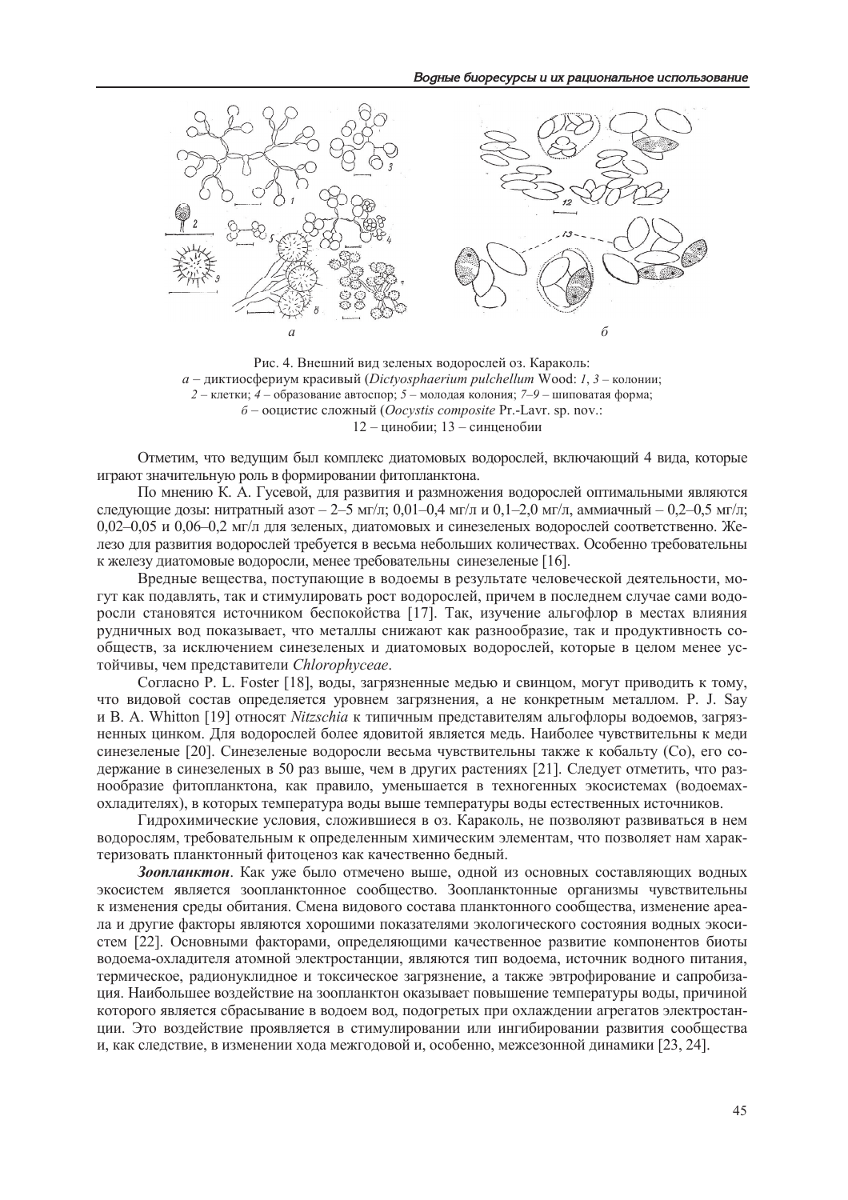Рис. 4. Внешний вид зеленых водорослей оз. Караколь:
*а* – диктиосфериум красивый (*Dictyosphaerium pulchellum* Wood: *1*, *3* – колонии;
*2* – клетки; *4* – образование автоспор; *5* – молодая колония; *7–9* – шиповатая форма;
*б* – ооцистис сложный (*Oocystis composite* Pr.-Lavr. sp. nov.:
12 – цинобии; 13 – синценобии

Отметим, что ведущим был комплекс диатомовых водорослей, включающий 4 вида, которые играют значительную роль в формировании фитопланктона.

По мнению К. А. Гусевой, для развития и размножения водорослей оптимальными являются следующие дозы: нитратный азот – 2–5 мг/л; 0,01–0,4 мг/л и 0,1–2,0 мг/л, аммиачный – 0,2–0,5 мг/л; 0,02–0,05 и 0,06–0,2 мг/л для зеленых, диатомовых и синезеленых водорослей соответственно. Железо для развития водорослей требуется в весьма небольших количествах. Особенно требовательны к железу диатомовые водоросли, менее требовательны синезеленые [16].

Вредные вещества, поступающие в водоемы в результате человеческой деятельности, могут как подавлять, так и стимулировать рост водорослей, причем в последнем случае сами водоросли становятся источником беспокойства [17]. Так, изучение альгофлор в местах влияния рудничных вод показывает, что металлы снижают как разнообразие, так и продуктивность сообществ, за исключением синезеленых и диатомовых водорослей, которые в целом менее устойчивы, чем представители *Chlorophyceae*.

Согласно P. L. Foster [18], воды, загрязненные медью и свинцом, могут приводить к тому, что видовой состав определяется уровнем загрязнения, а не конкретным металлом. P. J. Say и B. A. Whitton [19] относят *Nitzschia* к типичным представителям альгофлоры водоемов, загрязненных цинком. Для водорослей более ядовитой является медь. Наиболее чувствительны к меди синезеленые [20]. Синезеленые водоросли весьма чувствительны также к кобальту (Co), его содержание в синезеленых в 50 раз выше, чем в других растениях [21]. Следует отметить, что разнообразие фитопланктона, как правило, уменьшается в техногенных экосистемах (водоемах-охладителях), в которых температура воды выше температуры воды естественных источников.

Гидрохимические условия, сложившиеся в оз. Караколь, не позволяют развиваться в нем водорослям, требовательным к определенным химическим элементам, что позволяет нам характеризовать планктонный фитоценоз как качественно бедный.

***Зоопланктон***. Как уже было отмечено выше, одной из основных составляющих водных экосистем является зоопланктонное сообщество. Зоопланктонные организмы чувствительны к изменения среды обитания. Смена видового состава планктонного сообщества, изменение ареала и другие факторы являются хорошими показателями экологического состояния водных экосистем [22]. Основными факторами, определяющими качественное развитие компонентов биоты водоема-охладителя атомной электростанции, являются тип водоема, источник водного питания, термическое, радионуклидное и токсическое загрязнение, а также эвтрофирование и сапробизация. Наибольшее воздействие на зоопланктон оказывает повышение температуры воды, причиной которого является сбрасывание в водоем вод, подогретых при охлаждении агрегатов электростанции. Это воздействие проявляется в стимулировании или ингибировании развития сообщества и, как следствие, в изменении хода межгодовой и, особенно, межсезонной динамики [23, 24].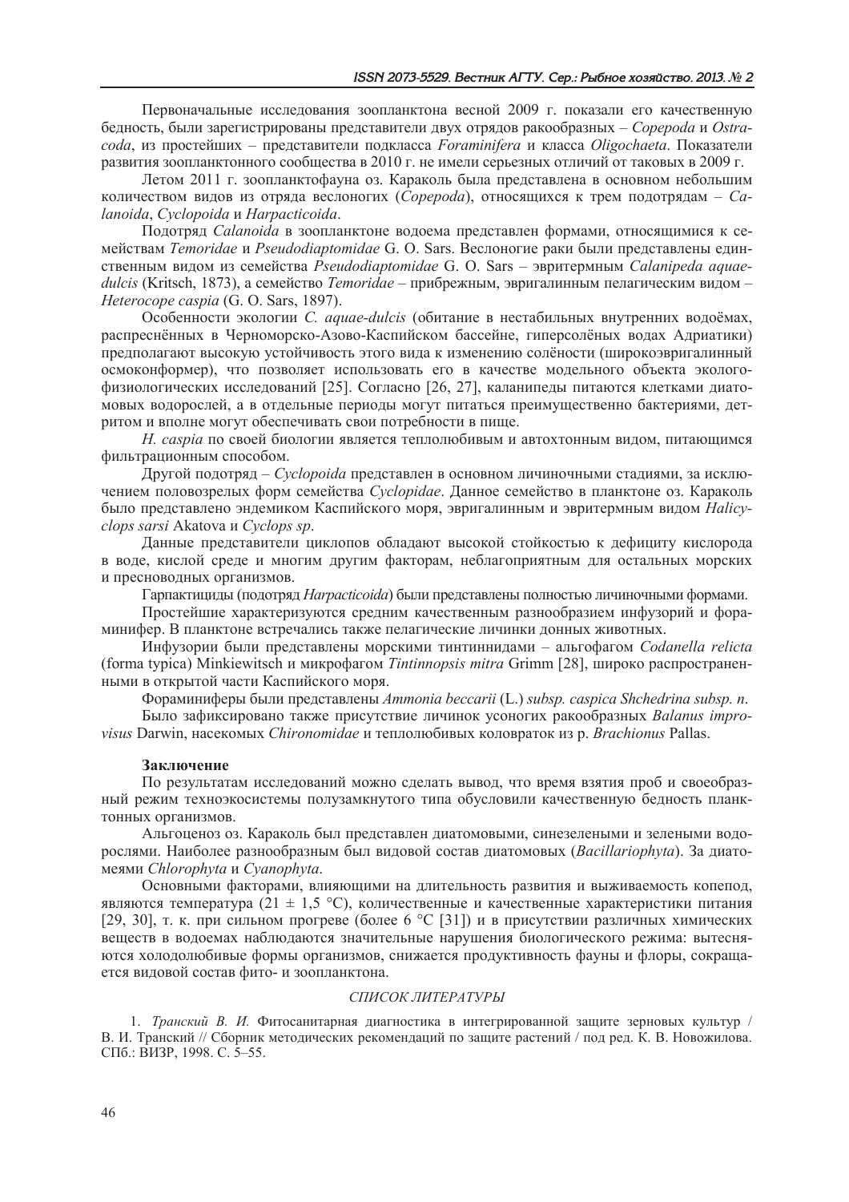Первоначальные исследования зоопланктона весной 2009 г. показали его качественную бедность, были зарегистрированы представители двух отрядов ракообразных – *Copepoda* и *Ostracoda*, из простейших – представители подкласса *Foraminifera* и класса *Oligochaeta*. Показатели развития зоопланктонного сообщества в 2010 г. не имели серьезных отличий от таковых в 2009 г.

Летом 2011 г. зоопланктофауна оз. Караколь была представлена в основном небольшим количеством видов из отряда веслоногих (*Copepoda*), относящихся к трем подотрядам – *Calanoida*, *Cyclopoida* и *Harpacticoida*.

Подотряд *Calanoida* в зоопланктоне водоема представлен формами, относящимися к семействам *Temoridae* и *Pseudodiaptomidae* G. O. Sars. Веслоногие раки были представлены единственным видом из семейства *Pseudodiaptomidae* G. O. Sars – эвритермным *Calanipeda aquaedulcis* (Kritsch, 1873), а семейство *Temoridae* – прибрежным, эвригалинным пелагическим видом – *Heterocope caspia* (G. O. Sars, 1897).

Особенности экологии *C. aquae-dulcis* (обитание в нестабильных внутренних водоёмах, распреснённых в Черноморско-Азово-Каспийском бассейне, гиперсолёных водах Адриатики) предполагают высокую устойчивость этого вида к изменению солёности (широкоэвригалинный осмоконформер), что позволяет использовать его в качестве модельного объекта эколого-физиологических исследований [25]. Согласно [26, 27], каланипеды питаются клетками диатомовых водорослей, а в отдельные периоды могут питаться преимущественно бактериями, детритом и вполне могут обеспечивать свои потребности в пище.

*H. caspia* по своей биологии является теплолюбивым и автохтонным видом, питающимся фильтрационным способом.

Другой подотряд – *Cyclopoida* представлен в основном личиночными стадиями, за исключением половозрелых форм семейства *Cyclopidae*. Данное семейство в планктоне оз. Караколь было представлено эндемиком Каспийского моря, эвригалинным и эвритермным видом *Halicyclops sarsi* Akatova и *Cyclops sp*.

Данные представители циклопов обладают высокой стойкостью к дефициту кислорода в воде, кислой среде и многим другим факторам, неблагоприятным для остальных морских и пресноводных организмов.

Гарпактициды (подотряд *Harpacticoida*) были представлены полностью личиночными формами.

Простейшие характеризуются средним качественным разнообразием инфузорий и фораминифер. В планктоне встречались также пелагические личинки донных животных.

Инфузории были представлены морскими тинтиннидами – альгофагом *Codanella relicta* (forma typica) Minkiewitsch и микрофагом *Tintinnopsis mitra* Grimm [28], широко распространенными в открытой части Каспийского моря.

Фораминиферы были представлены *Ammonia beccarii* (L.) *subsp. caspica Shchedrina subsp. n*.

Было зафиксировано также присутствие личинок усоногих ракообразных *Balanus improvisus* Darwin, насекомых *Chironomidae* и теплолюбивых коловраток из р. *Brachionus* Pallas.

## Заключение

По результатам исследований можно сделать вывод, что время взятия проб и своеобразный режим техноэкосистемы полузамкнутого типа обусловили качественную бедность планктонных организмов.

Альгоценоз оз. Караколь был представлен диатомовыми, синезелеными и зелеными водорослями. Наиболее разнообразным был видовой состав диатомовых (*Bacillariophyta*). За диатомеями *Chlorophyta* и *Cyanophyta*.

Основными факторами, влияющими на длительность развития и выживаемость копепод, являются температура ($21 \pm 1{,}5$ °С), количественные и качественные характеристики питания [29, 30], т. к. при сильном прогреве (более 6 °С [31]) и в присутствии различных химических веществ в водоемах наблюдаются значительные нарушения биологического режима: вытесняются холодолюбивые формы организмов, снижается продуктивность фауны и флоры, сокращается видовой состав фито- и зоопланктона.

### *СПИСОК ЛИТЕРАТУРЫ*

1. *Транский В. И.* Фитосанитарная диагностика в интегрированной защите зерновых культур / В. И. Транский // Сборник методических рекомендаций по защите растений / под ред. К. В. Новожилова. СПб.: ВИЗР, 1998. С. 5–55.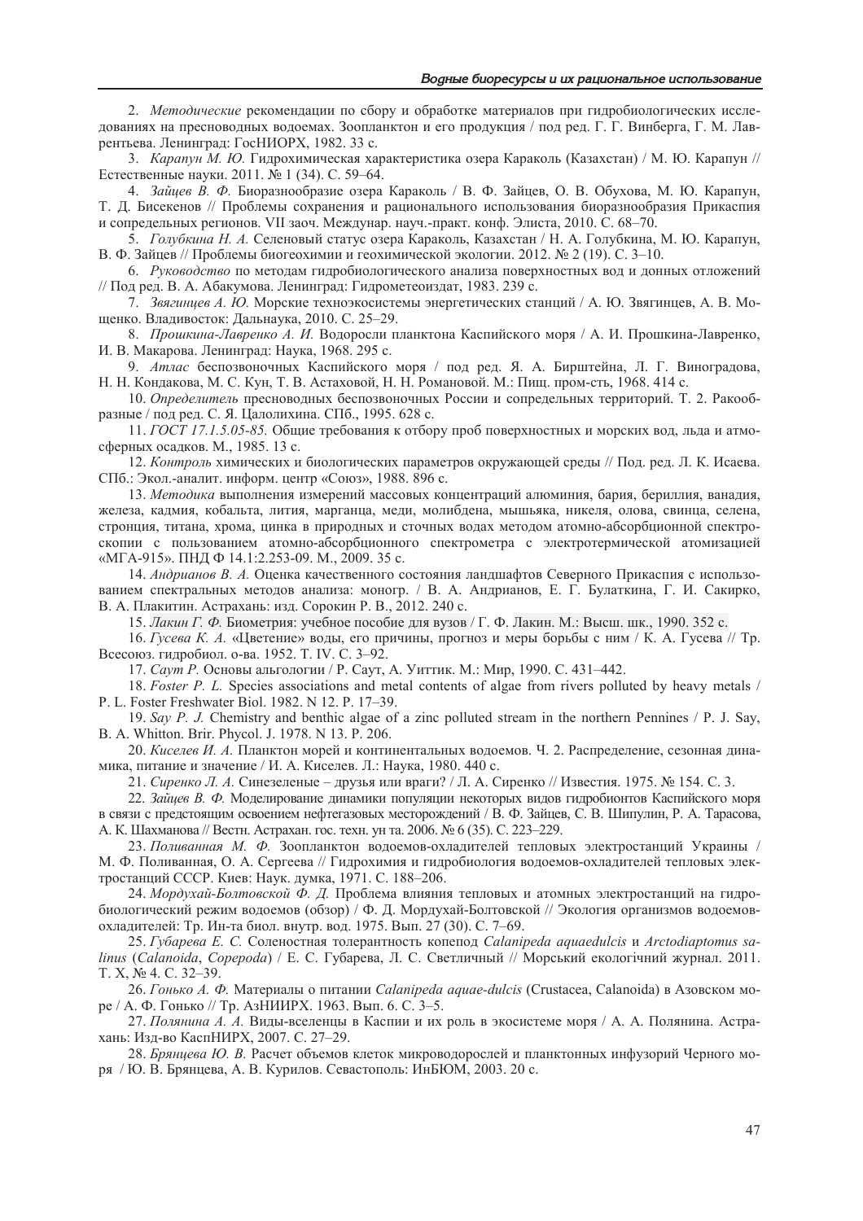2. *Методические* рекомендации по сбору и обработке материалов при гидробиологических исследованиях на пресноводных водоемах. Зоопланктон и его продукция / под ред. Г. Г. Винберга, Г. М. Лаврентьева. Ленинград: ГосНИОРХ, 1982. 33 с.

3. *Карапун М. Ю.* Гидрохимическая характеристика озера Караколь (Казахстан) / М. Ю. Карапун // Естественные науки. 2011. № 1 (34). С. 59–64.

4. *Зайцев В. Ф.* Биоразнообразие озера Караколь / В. Ф. Зайцев, О. В. Обухова, М. Ю. Карапун, Т. Д. Бисекенов // Проблемы сохранения и рационального использования биоразнообразия Прикаспия и сопредельных регионов. VII заоч. Междунар. науч.-практ. конф. Элиста, 2010. С. 68–70.

5. *Голубкина Н. А.* Селеновый статус озера Караколь, Казахстан / Н. А. Голубкина, М. Ю. Карапун, В. Ф. Зайцев // Проблемы биогеохимии и геохимической экологии. 2012. № 2 (19). С. 3–10.

6. *Руководство* по методам гидробиологического анализа поверхностных вод и донных отложений // Под ред. В. А. Абакумова. Ленинград: Гидрометеоиздат, 1983. 239 с.

7. *Звягинцев А. Ю.* Морские техноэкосистемы энергетических станций / А. Ю. Звягинцев, А. В. Мощенко. Владивосток: Дальнаука, 2010. С. 25–29.

8. *Прошкина-Лавренко А. И.* Водоросли планктона Каспийского моря / А. И. Прошкина-Лавренко, И. В. Макарова. Ленинград: Наука, 1968. 295 с.

9. *Атлас* беспозвоночных Каспийского моря / под ред. Я. А. Бирштейна, Л. Г. Виноградова, Н. Н. Кондакова, М. С. Кун, Т. В. Астаховой, Н. Н. Романовой. М.: Пищ. пром-сть, 1968. 414 с.

10. *Определитель* пресноводных беспозвоночных России и сопредельных территорий. Т. 2. Ракообразные / под ред. С. Я. Цалолихина. СПб., 1995. 628 с.

11. *ГОСТ 17.1.5.05-85.* Общие требования к отбору проб поверхностных и морских вод, льда и атмосферных осадков. М., 1985. 13 с.

12. *Контроль* химических и биологических параметров окружающей среды // Под. ред. Л. К. Исаева. СПб.: Экол.-аналит. информ. центр «Союз», 1988. 896 с.

13. *Методика* выполнения измерений массовых концентраций алюминия, бария, бериллия, ванадия, железа, кадмия, кобальта, лития, марганца, меди, молибдена, мышьяка, никеля, олова, свинца, селена, стронция, титана, хрома, цинка в природных и сточных водах методом атомно-абсорбционной спектроскопии с пользованием атомно-абсорбционного спектрометра с электротермической атомизацией «МГА-915». ПНД Ф 14.1:2.253-09. М., 2009. 35 с.

14. *Андрианов В. А.* Оценка качественного состояния ландшафтов Северного Прикаспия с использованием спектральных методов анализа: моногр. / В. А. Андрианов, Е. Г. Булаткина, Г. И. Сакирко, В. А. Плакитин. Астрахань: изд. Сорокин Р. В., 2012. 240 с.

15. *Лакин Г. Ф.* Биометрия: учебное пособие для вузов / Г. Ф. Лакин. М.: Высш. шк., 1990. 352 с.

16. *Гусева К. А.* «Цветение» воды, его причины, прогноз и меры борьбы с ним / К. А. Гусева // Тр. Всесоюз. гидробиол. о-ва. 1952. Т. IV. С. 3–92.

17. *Саут Р.* Основы альгологии / Р. Саут, А. Уиттик. М.: Мир, 1990. С. 431–442.

18. *Foster P. L.* Species associations and metal contents of algae from rivers polluted by heavy metals / P. L. Foster Freshwater Biol. 1982. N 12. P. 17–39.

19. *Say P. J.* Chemistry and benthic algae of a zinc polluted stream in the northern Pennines / P. J. Say, B. A. Whitton. Brir. Phycol. J. 1978. N 13. P. 206.

20. *Киселев И. А.* Планктон морей и континентальных водоемов. Ч. 2. Распределение, сезонная динамика, питание и значение / И. А. Киселев. Л.: Наука, 1980. 440 с.

21. *Сиренко Л. А.* Синезеленые – друзья или враги? / Л. А. Сиренко // Известия. 1975. № 154. С. 3.

22. *Зайцев В. Ф.* Моделирование динамики популяции некоторых видов гидробионтов Каспийского моря в связи с предстоящим освоением нефтегазовых месторождений / В. Ф. Зайцев, С. В. Шипулин, Р. А. Тарасова, А. К. Шахманова // Вестн. Астрахан. гос. техн. ун та. 2006. № 6 (35). С. 223–229.

23. *Поливанная М. Ф.* Зоопланктон водоемов-охладителей тепловых электростанций Украины / М. Ф. Поливанная, О. А. Сергеева // Гидрохимия и гидробиология водоемов-охладителей тепловых электростанций СССР. Киев: Наук. думка, 1971. С. 188–206.

24. *Мордухай-Болтовской Ф. Д.* Проблема влияния тепловых и атомных электростанций на гидробиологический режим водоемов (обзор) / Ф. Д. Мордухай-Болтовской // Экология организмов водоемов-охладителей: Тр. Ин-та биол. внутр. вод. 1975. Вып. 27 (30). С. 7–69.

25. *Губарева Е. С.* Соленостная толерантность копепод *Calanipeda aquaedulcis* и *Arctodiaptomus salinus* (*Calanoida*, *Copepoda*) / Е. С. Губарева, Л. С. Светличный // Морський екологічний журнал. 2011. Т. X, № 4. С. 32–39.

26. *Гонько А. Ф.* Материалы о питании *Calanipeda aquae-dulcis* (Crustacea, Calanoida) в Азовском море / А. Ф. Гонько // Тр. АзНИИРХ. 1963. Вып. 6. С. 3–5.

27. *Полянина А. А.* Виды-вселенцы в Каспии и их роль в экосистеме моря / А. А. Полянина. Астрахань: Изд-во КаспНИРХ, 2007. С. 27–29.

28. *Брянцева Ю. В.* Расчет объемов клеток микроводорослей и планктонных инфузорий Черного моря / Ю. В. Брянцева, А. В. Курилов. Севастополь: ИнБЮМ, 2003. 20 с.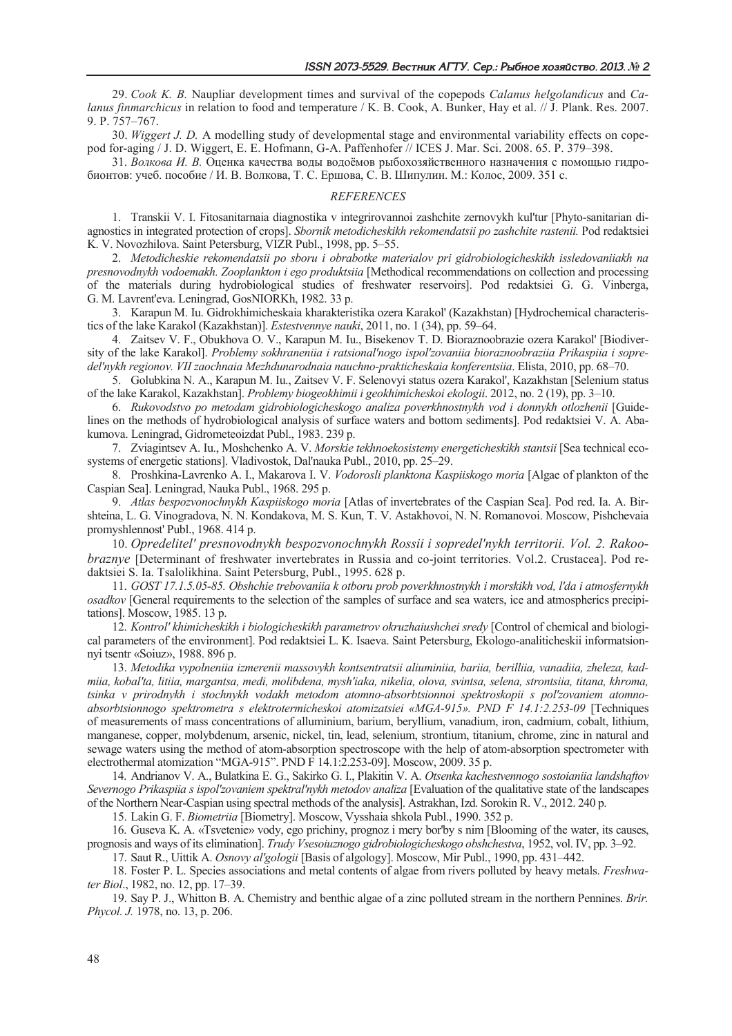29. *Cook K. B.* Naupliar development times and survival of the copepods *Calanus helgolandicus* and *Calanus finmarchicus* in relation to food and temperature / K. B. Cook, A. Bunker, Hay et al. // J. Plank. Res. 2007. 9. P. 757–767.

30. *Wiggert J. D.* A modelling study of developmental stage and environmental variability effects on copepod for-aging / J. D. Wiggert, E. E. Hofmann, G-A. Paffenhofer // ICES J. Mar. Sci. 2008. 65. P. 379–398.

31. *Волкова И. В.* Оценка качества воды водоёмов рыбохозяйственного назначения с помощью гидробионтов: учеб. пособие / И. В. Волкова, Т. С. Ершова, С. В. Шипулин. М.: Колос, 2009. 351 с.

## *REFERENCES*

1. Transkii V. I. Fitosanitarnaia diagnostika v integrirovannoi zashchite zernovykh kul'tur [Phyto-sanitarian diagnostics in integrated protection of crops]. *Sbornik metodicheskikh rekomendatsii po zashchite rastenii.* Pod redaktsiei K. V. Novozhilova. Saint Petersburg, VIZR Publ., 1998, pp. 5–55.

2. *Metodicheskie rekomendatsii po sboru i obrabotke materialov pri gidrobiologicheskikh issledovaniiakh na presnovodnykh vodoemakh. Zooplankton i ego produktsiia* [Methodical recommendations on collection and processing of the materials during hydrobiological studies of freshwater reservoirs]. Pod redaktsiei G. G. Vinberga, G. M. Lavrent'eva. Leningrad, GosNIORKh, 1982. 33 p.

3. Karapun M. Iu. Gidrokhimicheskaia kharakteristika ozera Karakol' (Kazakhstan) [Hydrochemical characteristics of the lake Karakol (Kazakhstan)]. *Estestvennye nauki*, 2011, no. 1 (34), pp. 59–64.

4. Zaitsev V. F., Obukhova O. V., Karapun M. Iu., Bisekenov T. D. Bioraznoobrazie ozera Karakol' [Biodiversity of the lake Karakol]. *Problemy sokhraneniia i ratsional'nogo ispol'zovaniia bioraznoobraziia Prikaspiia i sopredel'nykh regionov. VII zaochnaia Mezhdunarodnaia nauchno-prakticheskaia konferentsiia*. Elista, 2010, pp. 68–70.

5. Golubkina N. A., Karapun M. Iu., Zaitsev V. F. Selenovyi status ozera Karakol', Kazakhstan [Selenium status of the lake Karakol, Kazakhstan]. *Problemy biogeokhimii i geokhimicheskoi ekologii*. 2012, no. 2 (19), pp. 3–10.

6. *Rukovodstvo po metodam gidrobiologicheskogo analiza poverkhnostnykh vod i donnykh otlozhenii* [Guidelines on the methods of hydrobiological analysis of surface waters and bottom sediments]. Pod redaktsiei V. A. Abakumova. Leningrad, Gidrometeoizdat Publ., 1983. 239 p.

7. Zviagintsev A. Iu., Moshchenko A. V. *Morskie tekhnoekosistemy energeticheskikh stantsii* [Sea technical ecosystems of energetic stations]. Vladivostok, Dal'nauka Publ., 2010, pp. 25–29.

8. Proshkina-Lavrenko A. I., Makarova I. V. *Vodorosli planktona Kaspiiskogo moria* [Algae of plankton of the Caspian Sea]. Leningrad, Nauka Publ., 1968. 295 p.

9. *Atlas bespozvonochnykh Kaspiiskogo moria* [Atlas of invertebrates of the Caspian Sea]. Pod red. Ia. A. Birshteina, L. G. Vinogradova, N. N. Kondakova, M. S. Kun, T. V. Astakhovoi, N. N. Romanovoi. Moscow, Pishchevaia promyshlennost' Publ., 1968. 414 p.

10. *Opredelitel' presnovodnykh bespozvonochnykh Rossii i sopredel'nykh territorii. Vol. 2. Rakoobraznye* [Determinant of freshwater invertebrates in Russia and co-joint territories. Vol.2. Crustacea]. Pod redaktsiei S. Ia. Tsalolikhina. Saint Petersburg, Publ., 1995. 628 p.

11. *GOST 17.1.5.05-85. Obshchie trebovaniia k otboru prob poverkhnostnykh i morskikh vod, l'da i atmosfernykh osadkov* [General requirements to the selection of the samples of surface and sea waters, ice and atmospherics precipitations]. Moscow, 1985. 13 p.

12. *Kontrol' khimicheskikh i biologicheskikh parametrov okruzhaiushchei sredy* [Control of chemical and biological parameters of the environment]. Pod redaktsiei L. K. Isaeva. Saint Petersburg, Ekologo-analiticheskii informatsionnyi tsentr «Soiuz», 1988. 896 p.

13. *Metodika vypolneniia izmerenii massovykh kontsentratsii aliuminiia, bariia, berilliia, vanadiia, zheleza, kadmiia, kobal'ta, litiia, margantsa, medi, molibdena, mysh'iaka, nikelia, olova, svintsa, selena, strontsiia, titana, khroma, tsinka v prirodnykh i stochnykh vodakh metodom atomno-absorbtsionnoi spektroskopii s pol'zovaniem atomno-absorbtsionnogo spektrometra s elektrotermicheskoi atomizatsiei «MGA-915». PND F 14.1:2.253-09* [Techniques of measurements of mass concentrations of alluminium, barium, beryllium, vanadium, iron, cadmium, cobalt, lithium, manganese, copper, molybdenum, arsenic, nickel, tin, lead, selenium, strontium, titanium, chrome, zinc in natural and sewage waters using the method of atom-absorption spectroscope with the help of atom-absorption spectrometer with electrothermal atomization "MGA-915". PND F 14.1:2.253-09]. Moscow, 2009. 35 p.

14. Andrianov V. A., Bulatkina E. G., Sakirko G. I., Plakitin V. A. *Otsenka kachestvennogo sostoianiia landshaftov Severnogo Prikaspiia s ispol'zovaniem spektral'nykh metodov analiza* [Evaluation of the qualitative state of the landscapes of the Northern Near-Caspian using spectral methods of the analysis]. Astrakhan, Izd. Sorokin R. V., 2012. 240 p.

15. Lakin G. F. *Biometriia* [Biometry]. Moscow, Vysshaia shkola Publ., 1990. 352 p.

16. Guseva K. A. «Tsvetenie» vody, ego prichiny, prognoz i mery bor'by s nim [Blooming of the water, its causes, prognosis and ways of its elimination]. *Trudy Vsesoiuznogo gidrobiologicheskogo obshchestva*, 1952, vol. IV, pp. 3–92.

17. Saut R., Uittik A. *Osnovy al'gologii* [Basis of algology]. Moscow, Mir Publ., 1990, pp. 431–442.

18. Foster P. L. Species associations and metal contents of algae from rivers polluted by heavy metals. *Freshwater Biol*., 1982, no. 12, pp. 17–39.

19. Say P. J., Whitton B. A. Chemistry and benthic algae of a zinc polluted stream in the northern Pennines. *Brir. Phycol. J.* 1978, no. 13, p. 206.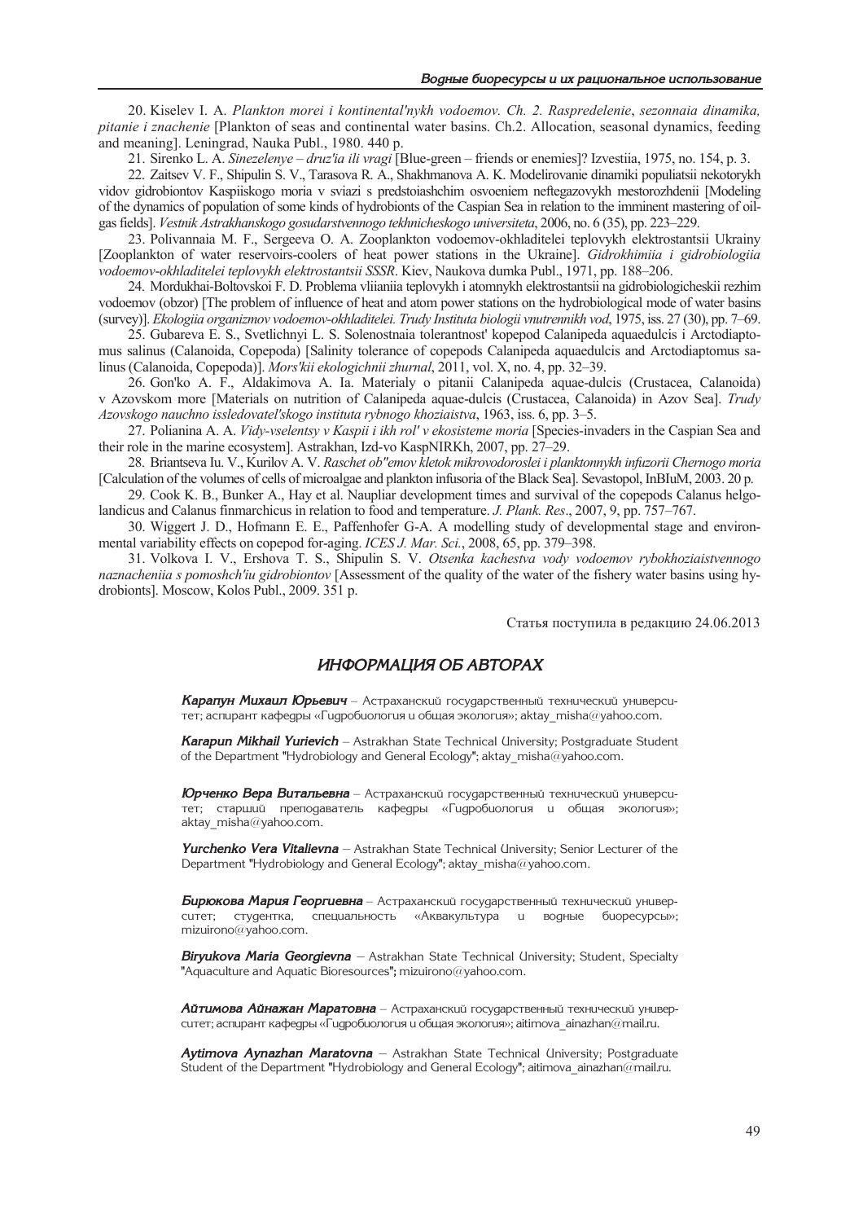20. Kiselev I. A. *Plankton morei i kontinental'nykh vodoemov. Ch. 2. Raspredelenie, sezonnaia dinamika, pitanie i znachenie* [Plankton of seas and continental water basins. Ch.2. Allocation, seasonal dynamics, feeding and meaning]. Leningrad, Nauka Publ., 1980. 440 p.

21. Sirenko L. A. *Sinezelenye – druz'ia ili vragi* [Blue-green – friends or enemies]? Izvestiia, 1975, no. 154, p. 3.

22. Zaitsev V. F., Shipulin S. V., Tarasova R. A., Shakhmanova A. K. Modelirovanie dinamiki populiatsii nekotorykh vidov gidrobiontov Kaspiiskogo moria v sviazi s predstoiashchim osvoeniem neftegazovykh mestorozhdenii [Modeling of the dynamics of population of some kinds of hydrobionts of the Caspian Sea in relation to the imminent mastering of oil-gas fields]. *Vestnik Astrakhanskogo gosudarstvennogo tekhnicheskogo universiteta*, 2006, no. 6 (35), pp. 223–229.

23. Polivannaia M. F., Sergeeva O. A. Zooplankton vodoemov-okhladitelei teplovykh elektrostantsii Ukrainy [Zooplankton of water reservoirs-coolers of heat power stations in the Ukraine]. *Gidrokhimiia i gidrobiologiia vodoemov-okhladitelei teplovykh elektrostantsii SSSR*. Kiev, Naukova dumka Publ., 1971, pp. 188–206.

24. Mordukhai-Boltovskoi F. D. Problema vliianiia teplovykh i atomnykh elektrostantsii na gidrobiologicheskii rezhim vodoemov (obzor) [The problem of influence of heat and atom power stations on the hydrobiological mode of water basins (survey)]. *Ekologiia organizmov vodoemov-okhladitelei. Trudy Instituta biologii vnutrennikh vod*, 1975, iss. 27 (30), pp. 7–69.

25. Gubareva E. S., Svetlichnyi L. S. Solenostnaia tolerantnost' kopepod Calanipeda aquaedulcis i Arctodiaptomus salinus (Calanoida, Copepoda) [Salinity tolerance of copepods Calanipeda aquaedulcis and Arctodiaptomus salinus (Calanoida, Copepoda)]. *Mors'kii ekologichnii zhurnal*, 2011, vol. X, no. 4, pp. 32–39.

26. Gon'ko A. F., Aldakimova A. Ia. Materialy o pitanii Calanipeda aquae-dulcis (Crustacea, Calanoida) v Azovskom more [Materials on nutrition of Calanipeda aquae-dulcis (Crustacea, Calanoida) in Azov Sea]. *Trudy Azovskogo nauchno issledovatel'skogo instituta rybnogo khoziaistva*, 1963, iss. 6, pp. 3–5.

27. Polianina A. A. *Vidy-vselentsy v Kaspii i ikh rol' v ekosisteme moria* [Species-invaders in the Caspian Sea and their role in the marine ecosystem]. Astrakhan, Izd-vo KaspNIRKh, 2007, pp. 27–29.

28. Briantseva Iu. V., Kurilov A. V. *Raschet ob"emov kletok mikrovodoroslei i planktonnykh infuzorii Chernogo moria* [Calculation of the volumes of cells of microalgae and plankton infusoria of the Black Sea]. Sevastopol, InBIuM, 2003. 20 p.

29. Cook K. B., Bunker A., Hay et al. Naupliar development times and survival of the copepods Calanus helgolandicus and Calanus finmarchicus in relation to food and temperature. *J. Plank. Res*., 2007, 9, pp. 757–767.

30. Wiggert J. D., Hofmann E. E., Paffenhofer G-A. A modelling study of developmental stage and environmental variability effects on copepod for-aging. *ICES J. Mar. Sci.*, 2008, 65, pp. 379–398.

31. Volkova I. V., Ershova T. S., Shipulin S. V. *Otsenka kachestva vody vodoemov rybokhoziaistvennogo naznacheniia s pomoshch'iu gidrobiontov* [Assessment of the quality of the water of the fishery water basins using hydrobionts]. Moscow, Kolos Publ., 2009. 351 p.

Статья поступила в редакцию 24.06.2013

## ИНФОРМАЦИЯ ОБ АВТОРАХ

***Карапун Михаил Юрьевич*** – Астраханский государственный технический университет; аспирант кафедры «Гидробиология и общая экология»; aktay_misha@yahoo.com.

***Karapun Mikhail Yurievich*** – Astrakhan State Technical University; Postgraduate Student of the Department "Hydrobiology and General Ecology"; aktay_misha@yahoo.com.

***Юрченко Вера Витальевна*** – Астраханский государственный технический университет; старший преподаватель кафедры «Гидробиология и общая экология»; aktay_misha@yahoo.com.

***Yurchenko Vera Vitalievna*** – Astrakhan State Technical University; Senior Lecturer of the Department "Hydrobiology and General Ecology"; aktay_misha@yahoo.com.

***Бирюкова Мария Георгиевна*** – Астраханский государственный технический университет; студентка, специальность «Аквакультура и водные биоресурсы»; mizuirono@yahoo.com.

***Biryukova Maria Georgievna*** – Astrakhan State Technical University; Student, Specialty "Aquaculture and Aquatic Bioresources"; mizuirono@yahoo.com.

***Айтимова Айнажан Маратовна*** – Астраханский государственный технический университет; аспирант кафедры «Гидробиология и общая экология»; aitimova_ainazhan@mail.ru.

***Aytimova Aynazhan Maratovna*** – Astrakhan State Technical University; Postgraduate Student of the Department "Hydrobiology and General Ecology"; aitimova_ainazhan@mail.ru.